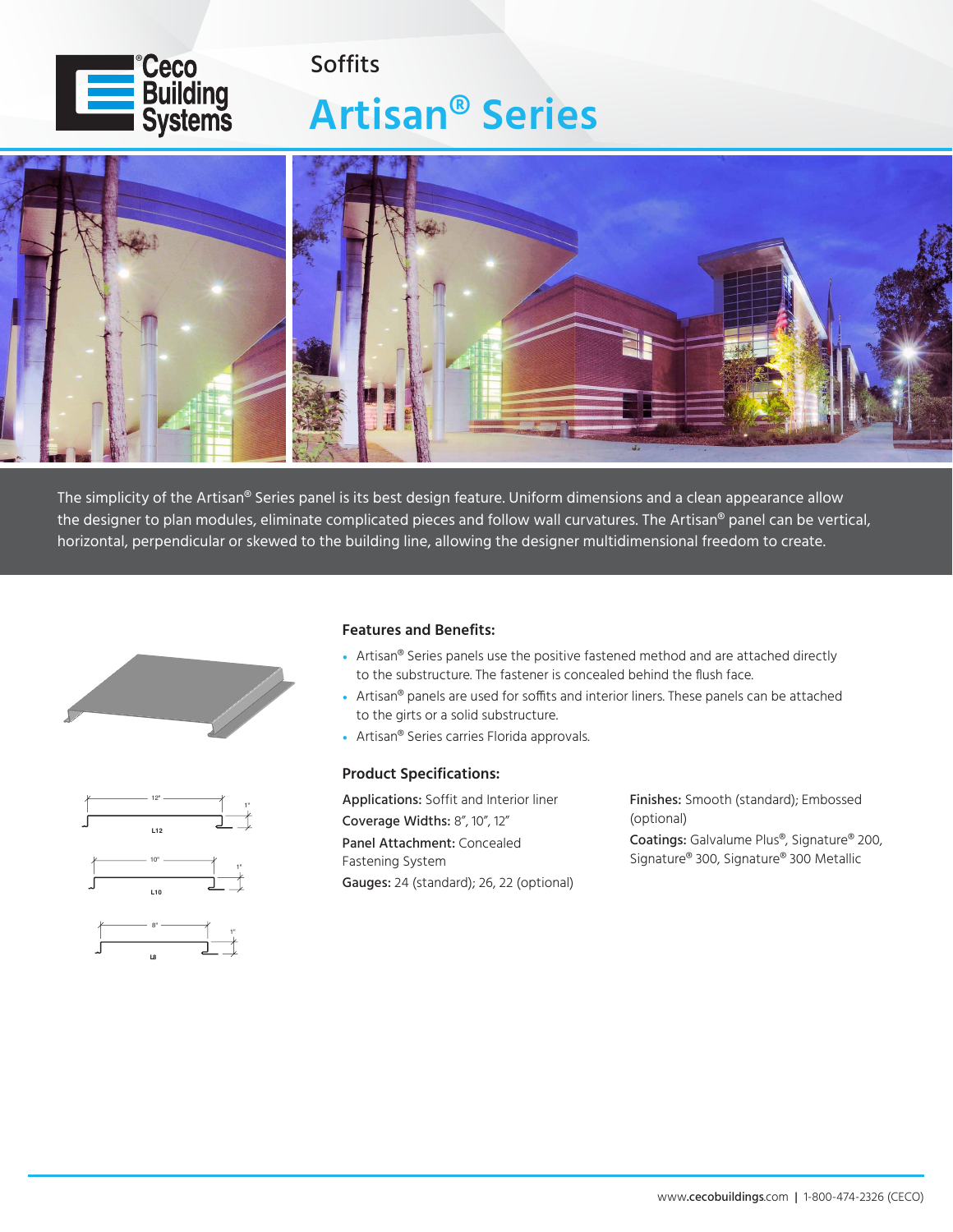Ceco Building Systems

Soffits

# Artisan® Series

The simplicity of the Artisan® Series panel is its best design feature. Uniform dimensions and a clean appearance allow the designer to plan modules, eliminate complicated pieces and follow wall curvatures. The Artisan® panel can be vertical, horizontal, perpendicular or skewed to the building line, allowing the designer multidimensional freedom to create.

12"
1"
L12

10"
1"
L10

8"
1"
L8

## Features and Benefits:

- Artisan® Series panels use the positive fastened method and are attached directly to the substructure. The fastener is concealed behind the flush face.
- Artisan® panels are used for soffits and interior liners. These panels can be attached to the girts or a solid substructure.
- Artisan® Series carries Florida approvals.

## Product Specifications:

**Applications:** Soffit and Interior liner

**Coverage Widths:** 8", 10", 12"

**Panel Attachment:** Concealed Fastening System

**Gauges:** 24 (standard); 26, 22 (optional)

**Finishes:** Smooth (standard); Embossed (optional)

**Coatings:** Galvalume Plus®, Signature® 200, Signature® 300, Signature® 300 Metallic

www.cecobuildings.com | 1-800-474-2326 (CECO)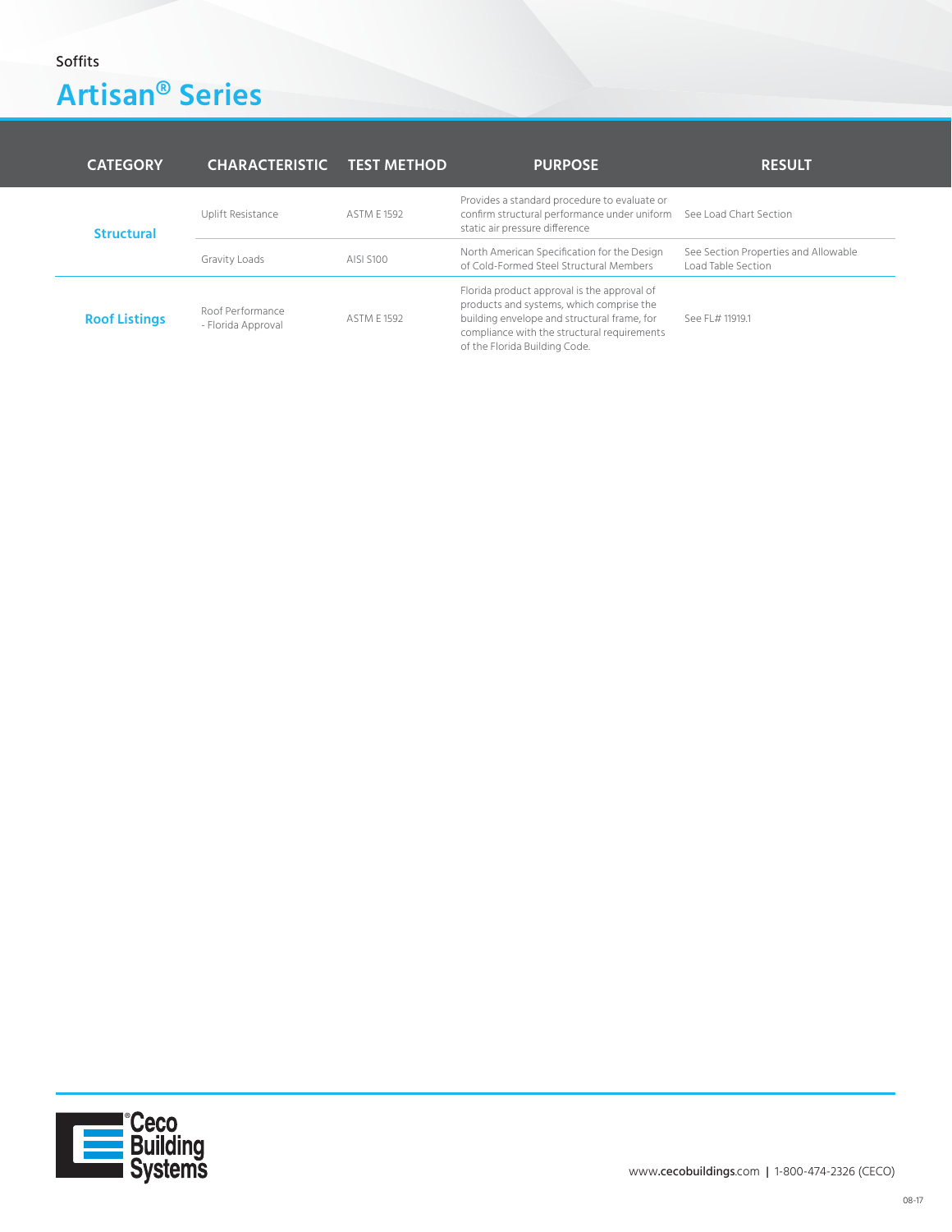Soffits

# Artisan® Series

| CATEGORY | CHARACTERISTIC | TEST METHOD | PURPOSE | RESULT |
| --- | --- | --- | --- | --- |
| **Structural** | Uplift Resistance | ASTM E 1592 | Provides a standard procedure to evaluate or confirm structural performance under uniform static air pressure difference | See Load Chart Section |
| | Gravity Loads | AISI S100 | North American Specification for the Design of Cold-Formed Steel Structural Members | See Section Properties and Allowable Load Table Section |
| **Roof Listings** | Roof Performance - Florida Approval | ASTM E 1592 | Florida product approval is the approval of products and systems, which comprise the building envelope and structural frame, for compliance with the structural requirements of the Florida Building Code. | See FL# 11919.1 |

Ceco Building Systems

www.cecobuildings.com | 1-800-474-2326 (CECO)

08-17